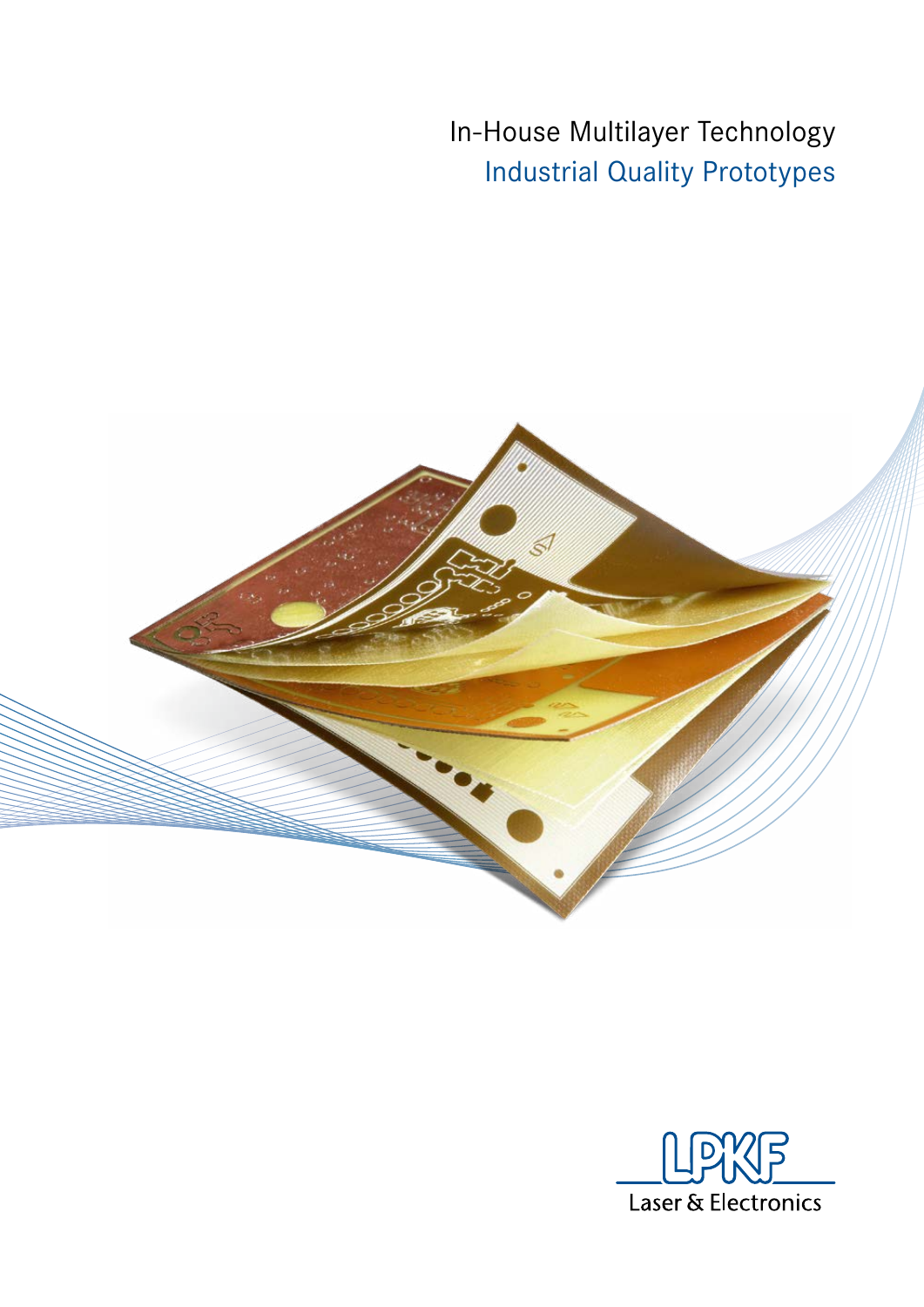# In-House Multilayer Technology

## Industrial Quality Prototypes

LPKF Laser & Electronics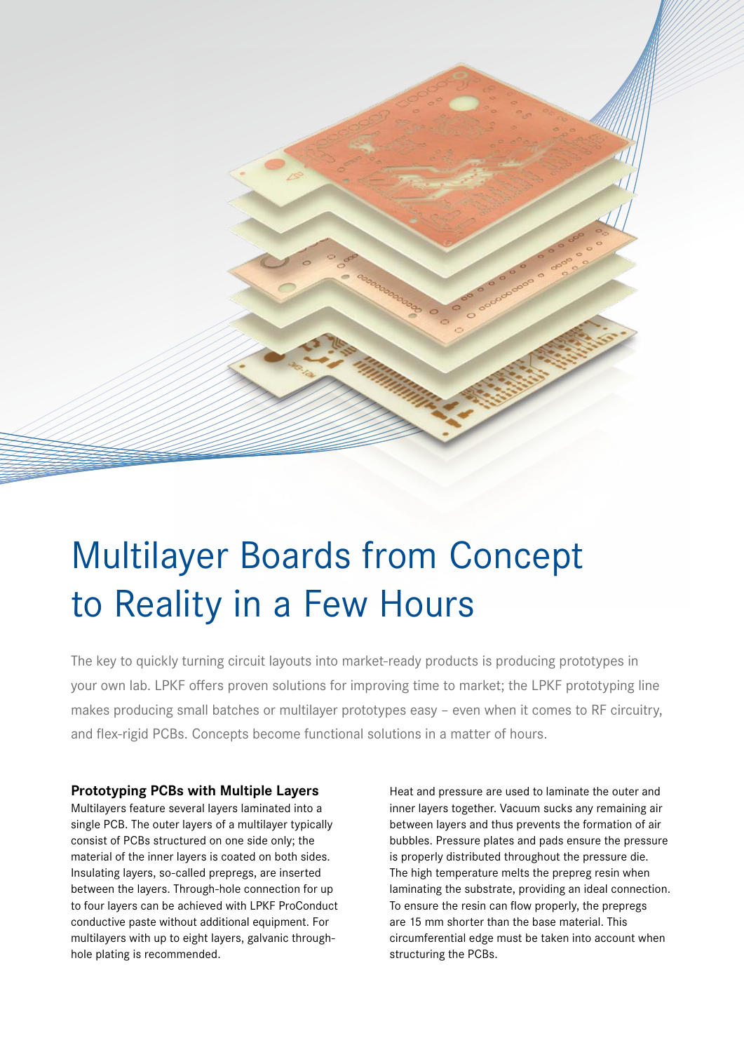# Multilayer Boards from Concept to Reality in a Few Hours

The key to quickly turning circuit layouts into market-ready products is producing prototypes in your own lab. LPKF offers proven solutions for improving time to market; the LPKF prototyping line makes producing small batches or multilayer prototypes easy – even when it comes to RF circuitry, and flex-rigid PCBs. Concepts become functional solutions in a matter of hours.

**Prototyping PCBs with Multiple Layers**

Multilayers feature several layers laminated into a single PCB. The outer layers of a multilayer typically consist of PCBs structured on one side only; the material of the inner layers is coated on both sides. Insulating layers, so-called prepregs, are inserted between the layers. Through-hole connection for up to four layers can be achieved with LPKF ProConduct conductive paste without additional equipment. For multilayers with up to eight layers, galvanic through-hole plating is recommended.

Heat and pressure are used to laminate the outer and inner layers together. Vacuum sucks any remaining air between layers and thus prevents the formation of air bubbles. Pressure plates and pads ensure the pressure is properly distributed throughout the pressure die. The high temperature melts the prepreg resin when laminating the substrate, providing an ideal connection. To ensure the resin can flow properly, the prepregs are 15 mm shorter than the base material. This circumferential edge must be taken into account when structuring the PCBs.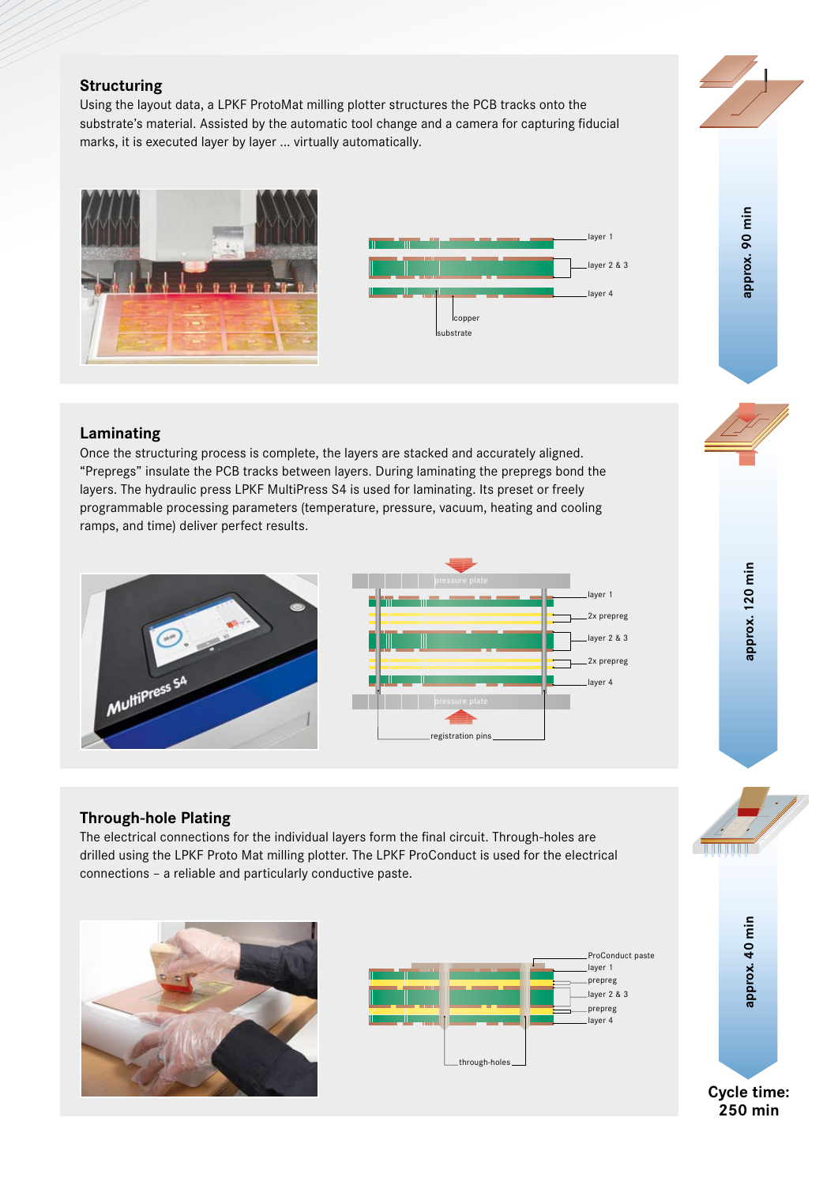## Structuring

Using the layout data, a LPKF ProtoMat milling plotter structures the PCB tracks onto the substrate's material. Assisted by the automatic tool change and a camera for capturing fiducial marks, it is executed layer by layer ... virtually automatically.

layer 1

layer 2 & 3

layer 4

copper

substrate

approx. 90 min

## Laminating

Once the structuring process is complete, the layers are stacked and accurately aligned. "Prepregs" insulate the PCB tracks between layers. During laminating the prepregs bond the layers. The hydraulic press LPKF MultiPress S4 is used for laminating. Its preset or freely programmable processing parameters (temperature, pressure, vacuum, heating and cooling ramps, and time) deliver perfect results.

pressure plate

layer 1

2x prepreg

layer 2 & 3

2x prepreg

layer 4

pressure plate

registration pins

approx. 120 min

## Through-hole Plating

The electrical connections for the individual layers form the final circuit. Through-holes are drilled using the LPKF Proto Mat milling plotter. The LPKF ProConduct is used for the electrical connections – a reliable and particularly conductive paste.

ProConduct paste

layer 1

prepreg

layer 2 & 3

prepreg

layer 4

through-holes

approx. 40 min

**Cycle time: 250 min**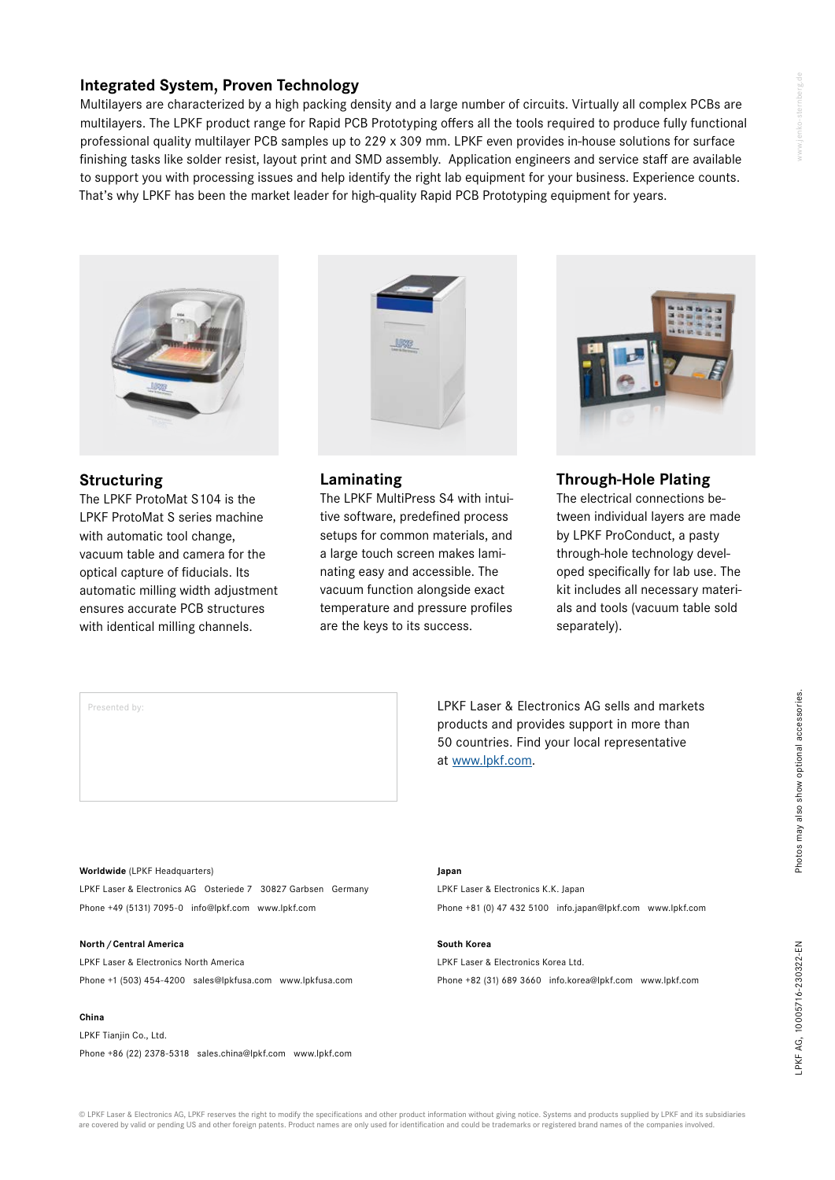## Integrated System, Proven Technology

Multilayers are characterized by a high packing density and a large number of circuits. Virtually all complex PCBs are multilayers. The LPKF product range for Rapid PCB Prototyping offers all the tools required to produce fully functional professional quality multilayer PCB samples up to 229 x 309 mm. LPKF even provides in-house solutions for surface finishing tasks like solder resist, layout print and SMD assembly. Application engineers and service staff are available to support you with processing issues and help identify the right lab equipment for your business. Experience counts. That's why LPKF has been the market leader for high-quality Rapid PCB Prototyping equipment for years.

### Structuring

The LPKF ProtoMat S104 is the LPKF ProtoMat S series machine with automatic tool change, vacuum table and camera for the optical capture of fiducials. Its automatic milling width adjustment ensures accurate PCB structures with identical milling channels.

### Laminating

The LPKF MultiPress S4 with intuitive software, predefined process setups for common materials, and a large touch screen makes laminating easy and accessible. The vacuum function alongside exact temperature and pressure profiles are the keys to its success.

### Through-Hole Plating

The electrical connections between individual layers are made by LPKF ProConduct, a pasty through-hole technology developed specifically for lab use. The kit includes all necessary materials and tools (vacuum table sold separately).

Presented by:

LPKF Laser & Electronics AG sells and markets products and provides support in more than 50 countries. Find your local representative at www.lpkf.com.

**Worldwide** (LPKF Headquarters)
LPKF Laser & Electronics AG Osteriede 7 30827 Garbsen Germany
Phone +49 (5131) 7095-0 info@lpkf.com www.lpkf.com

**North / Central America**
LPKF Laser & Electronics North America
Phone +1 (503) 454-4200 sales@lpkfusa.com www.lpkfusa.com

**China**
LPKF Tianjin Co., Ltd.
Phone +86 (22) 2378-5318 sales.china@lpkf.com www.lpkf.com

**Japan**
LPKF Laser & Electronics K.K. Japan
Phone +81 (0) 47 432 5100 info.japan@lpkf.com www.lpkf.com

**South Korea**
LPKF Laser & Electronics Korea Ltd.
Phone +82 (31) 689 3660 info.korea@lpkf.com www.lpkf.com

Photos may also show optional accessories.

LPKF AG, 10005716-230322-EN

© LPKF Laser & Electronics AG, LPKF reserves the right to modify the specifications and other product information without giving notice. Systems and products supplied by LPKF and its subsidiaries are covered by valid or pending US and other foreign patents. Product names are only used for identification and could be trademarks or registered brand names of the companies involved.